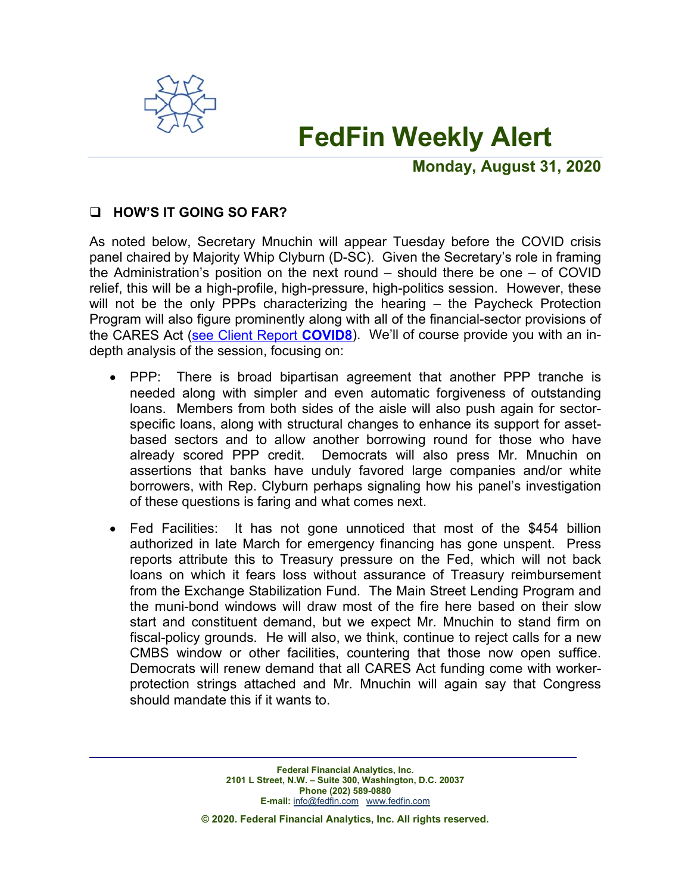# FedFin Weekly Alert

**Monday, August 31, 2020**

## ❑ HOW'S IT GOING SO FAR?

As noted below, Secretary Mnuchin will appear Tuesday before the COVID crisis panel chaired by Majority Whip Clyburn (D-SC). Given the Secretary's role in framing the Administration's position on the next round – should there be one – of COVID relief, this will be a high-profile, high-pressure, high-politics session. However, these will not be the only PPPs characterizing the hearing – the Paycheck Protection Program will also figure prominently along with all of the financial-sector provisions of the CARES Act (see Client Report **COVID8**). We'll of course provide you with an in-depth analysis of the session, focusing on:

- PPP: There is broad bipartisan agreement that another PPP tranche is needed along with simpler and even automatic forgiveness of outstanding loans. Members from both sides of the aisle will also push again for sector-specific loans, along with structural changes to enhance its support for asset-based sectors and to allow another borrowing round for those who have already scored PPP credit. Democrats will also press Mr. Mnuchin on assertions that banks have unduly favored large companies and/or white borrowers, with Rep. Clyburn perhaps signaling how his panel's investigation of these questions is faring and what comes next.

- Fed Facilities: It has not gone unnoticed that most of the $454 billion authorized in late March for emergency financing has gone unspent. Press reports attribute this to Treasury pressure on the Fed, which will not back loans on which it fears loss without assurance of Treasury reimbursement from the Exchange Stabilization Fund. The Main Street Lending Program and the muni-bond windows will draw most of the fire here based on their slow start and constituent demand, but we expect Mr. Mnuchin to stand firm on fiscal-policy grounds. He will also, we think, continue to reject calls for a new CMBS window or other facilities, countering that those now open suffice. Democrats will renew demand that all CARES Act funding come with worker-protection strings attached and Mr. Mnuchin will again say that Congress should mandate this if it wants to.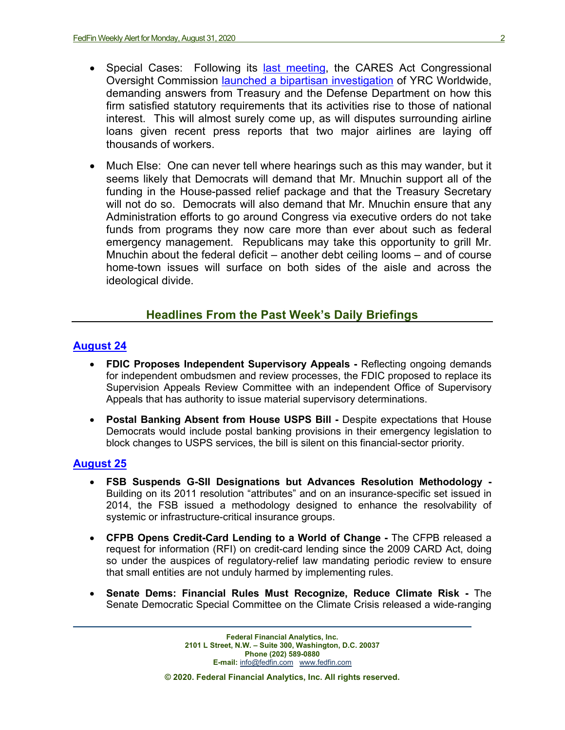- Special Cases: Following its last meeting, the CARES Act Congressional Oversight Commission launched a bipartisan investigation of YRC Worldwide, demanding answers from Treasury and the Defense Department on how this firm satisfied statutory requirements that its activities rise to those of national interest. This will almost surely come up, as will disputes surrounding airline loans given recent press reports that two major airlines are laying off thousands of workers.

- Much Else: One can never tell where hearings such as this may wander, but it seems likely that Democrats will demand that Mr. Mnuchin support all of the funding in the House-passed relief package and that the Treasury Secretary will not do so. Democrats will also demand that Mr. Mnuchin ensure that any Administration efforts to go around Congress via executive orders do not take funds from programs they now care more than ever about such as federal emergency management. Republicans may take this opportunity to grill Mr. Mnuchin about the federal deficit – another debt ceiling looms – and of course home-town issues will surface on both sides of the aisle and across the ideological divide.

## Headlines From the Past Week's Daily Briefings

### August 24

- **FDIC Proposes Independent Supervisory Appeals -** Reflecting ongoing demands for independent ombudsmen and review processes, the FDIC proposed to replace its Supervision Appeals Review Committee with an independent Office of Supervisory Appeals that has authority to issue material supervisory determinations.

- **Postal Banking Absent from House USPS Bill -** Despite expectations that House Democrats would include postal banking provisions in their emergency legislation to block changes to USPS services, the bill is silent on this financial-sector priority.

### August 25

- **FSB Suspends G-SII Designations but Advances Resolution Methodology -** Building on its 2011 resolution "attributes" and on an insurance-specific set issued in 2014, the FSB issued a methodology designed to enhance the resolvability of systemic or infrastructure-critical insurance groups.

- **CFPB Opens Credit-Card Lending to a World of Change -** The CFPB released a request for information (RFI) on credit-card lending since the 2009 CARD Act, doing so under the auspices of regulatory-relief law mandating periodic review to ensure that small entities are not unduly harmed by implementing rules.

- **Senate Dems: Financial Rules Must Recognize, Reduce Climate Risk -** The Senate Democratic Special Committee on the Climate Crisis released a wide-ranging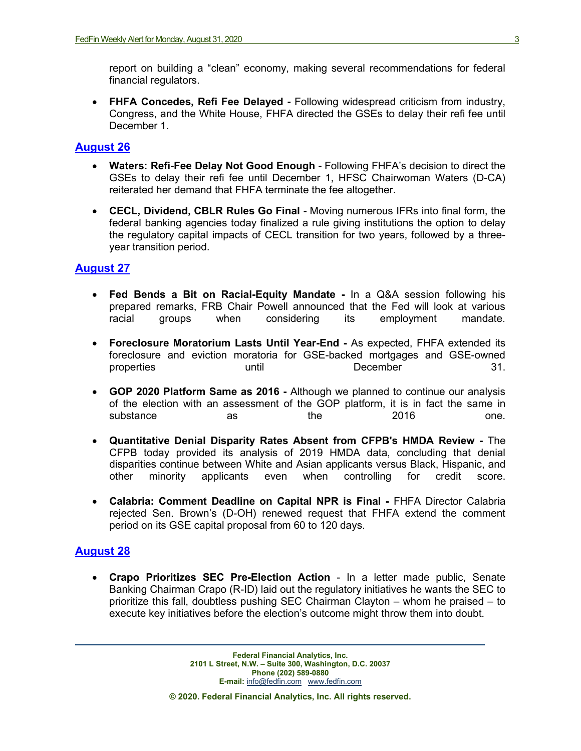report on building a "clean" economy, making several recommendations for federal financial regulators.

- **FHFA Concedes, Refi Fee Delayed -** Following widespread criticism from industry, Congress, and the White House, FHFA directed the GSEs to delay their refi fee until December 1.

## [August 26]

- **Waters: Refi-Fee Delay Not Good Enough -** Following FHFA's decision to direct the GSEs to delay their refi fee until December 1, HFSC Chairwoman Waters (D-CA) reiterated her demand that FHFA terminate the fee altogether.

- **CECL, Dividend, CBLR Rules Go Final -** Moving numerous IFRs into final form, the federal banking agencies today finalized a rule giving institutions the option to delay the regulatory capital impacts of CECL transition for two years, followed by a three-year transition period.

## [August 27]

- **Fed Bends a Bit on Racial-Equity Mandate -** In a Q&A session following his prepared remarks, FRB Chair Powell announced that the Fed will look at various racial groups when considering its employment mandate.

- **Foreclosure Moratorium Lasts Until Year-End -** As expected, FHFA extended its foreclosure and eviction moratoria for GSE-backed mortgages and GSE-owned properties until December 31.

- **GOP 2020 Platform Same as 2016 -** Although we planned to continue our analysis of the election with an assessment of the GOP platform, it is in fact the same in substance as the 2016 one.

- **Quantitative Denial Disparity Rates Absent from CFPB's HMDA Review -** The CFPB today provided its analysis of 2019 HMDA data, concluding that denial disparities continue between White and Asian applicants versus Black, Hispanic, and other minority applicants even when controlling for credit score.

- **Calabria: Comment Deadline on Capital NPR is Final -** FHFA Director Calabria rejected Sen. Brown's (D-OH) renewed request that FHFA extend the comment period on its GSE capital proposal from 60 to 120 days.

## [August 28]

- **Crapo Prioritizes SEC Pre-Election Action** - In a letter made public, Senate Banking Chairman Crapo (R-ID) laid out the regulatory initiatives he wants the SEC to prioritize this fall, doubtless pushing SEC Chairman Clayton – whom he praised – to execute key initiatives before the election's outcome might throw them into doubt.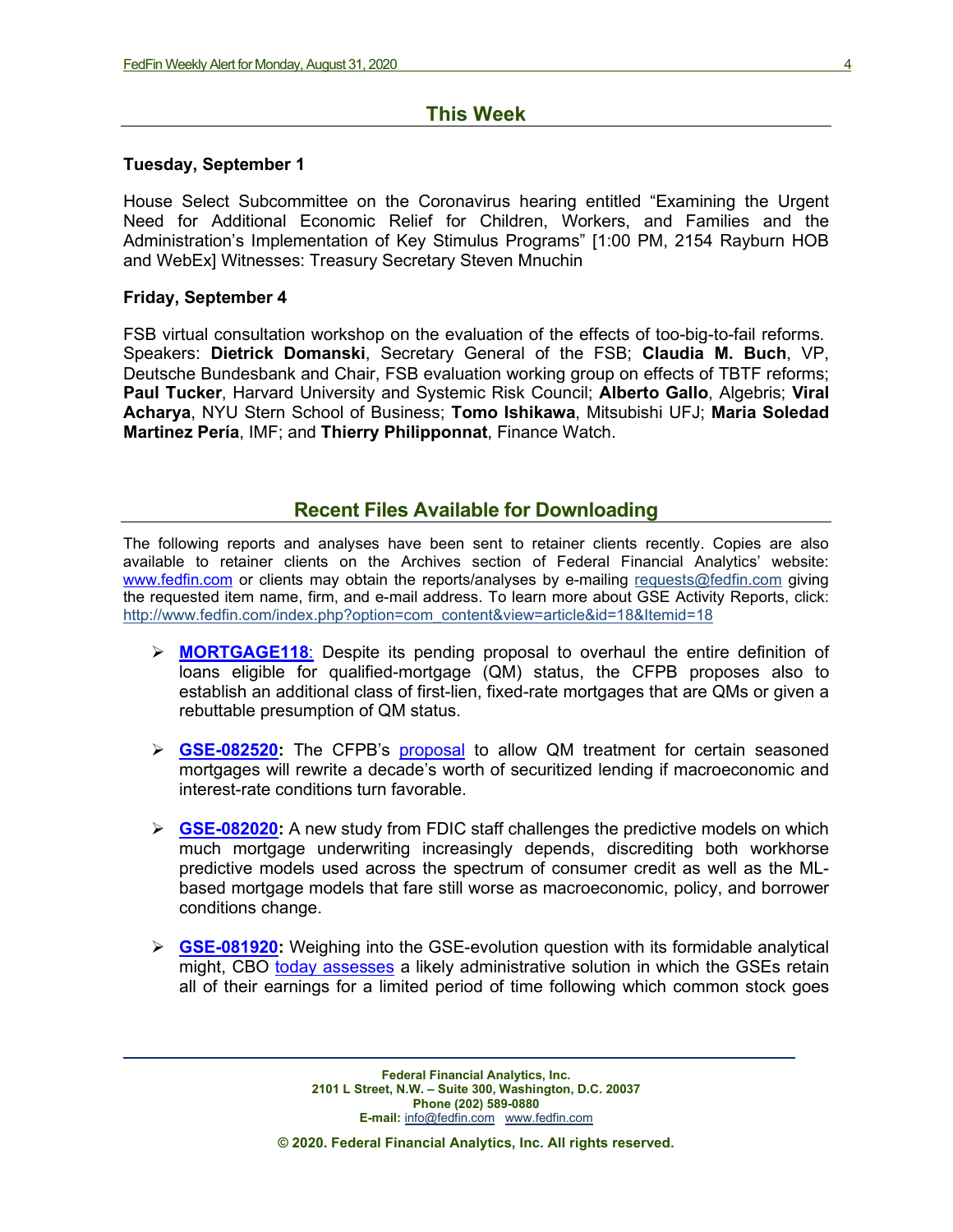## This Week

**Tuesday, September 1**

House Select Subcommittee on the Coronavirus hearing entitled "Examining the Urgent Need for Additional Economic Relief for Children, Workers, and Families and the Administration's Implementation of Key Stimulus Programs" [1:00 PM, 2154 Rayburn HOB and WebEx] Witnesses: Treasury Secretary Steven Mnuchin

**Friday, September 4**

FSB virtual consultation workshop on the evaluation of the effects of too-big-to-fail reforms. Speakers: **Dietrick Domanski**, Secretary General of the FSB; **Claudia M. Buch**, VP, Deutsche Bundesbank and Chair, FSB evaluation working group on effects of TBTF reforms; **Paul Tucker**, Harvard University and Systemic Risk Council; **Alberto Gallo**, Algebris; **Viral Acharya**, NYU Stern School of Business; **Tomo Ishikawa**, Mitsubishi UFJ; **Maria Soledad Martinez Pería**, IMF; and **Thierry Philipponnat**, Finance Watch.

## Recent Files Available for Downloading

The following reports and analyses have been sent to retainer clients recently. Copies are also available to retainer clients on the Archives section of Federal Financial Analytics' website: www.fedfin.com or clients may obtain the reports/analyses by e-mailing requests@fedfin.com giving the requested item name, firm, and e-mail address. To learn more about GSE Activity Reports, click: http://www.fedfin.com/index.php?option=com_content&view=article&id=18&Itemid=18

- **MORTGAGE118**: Despite its pending proposal to overhaul the entire definition of loans eligible for qualified-mortgage (QM) status, the CFPB proposes also to establish an additional class of first-lien, fixed-rate mortgages that are QMs or given a rebuttable presumption of QM status.

- **GSE-082520:** The CFPB's proposal to allow QM treatment for certain seasoned mortgages will rewrite a decade's worth of securitized lending if macroeconomic and interest-rate conditions turn favorable.

- **GSE-082020:** A new study from FDIC staff challenges the predictive models on which much mortgage underwriting increasingly depends, discrediting both workhorse predictive models used across the spectrum of consumer credit as well as the ML-based mortgage models that fare still worse as macroeconomic, policy, and borrower conditions change.

- **GSE-081920:** Weighing into the GSE-evolution question with its formidable analytical might, CBO today assesses a likely administrative solution in which the GSEs retain all of their earnings for a limited period of time following which common stock goes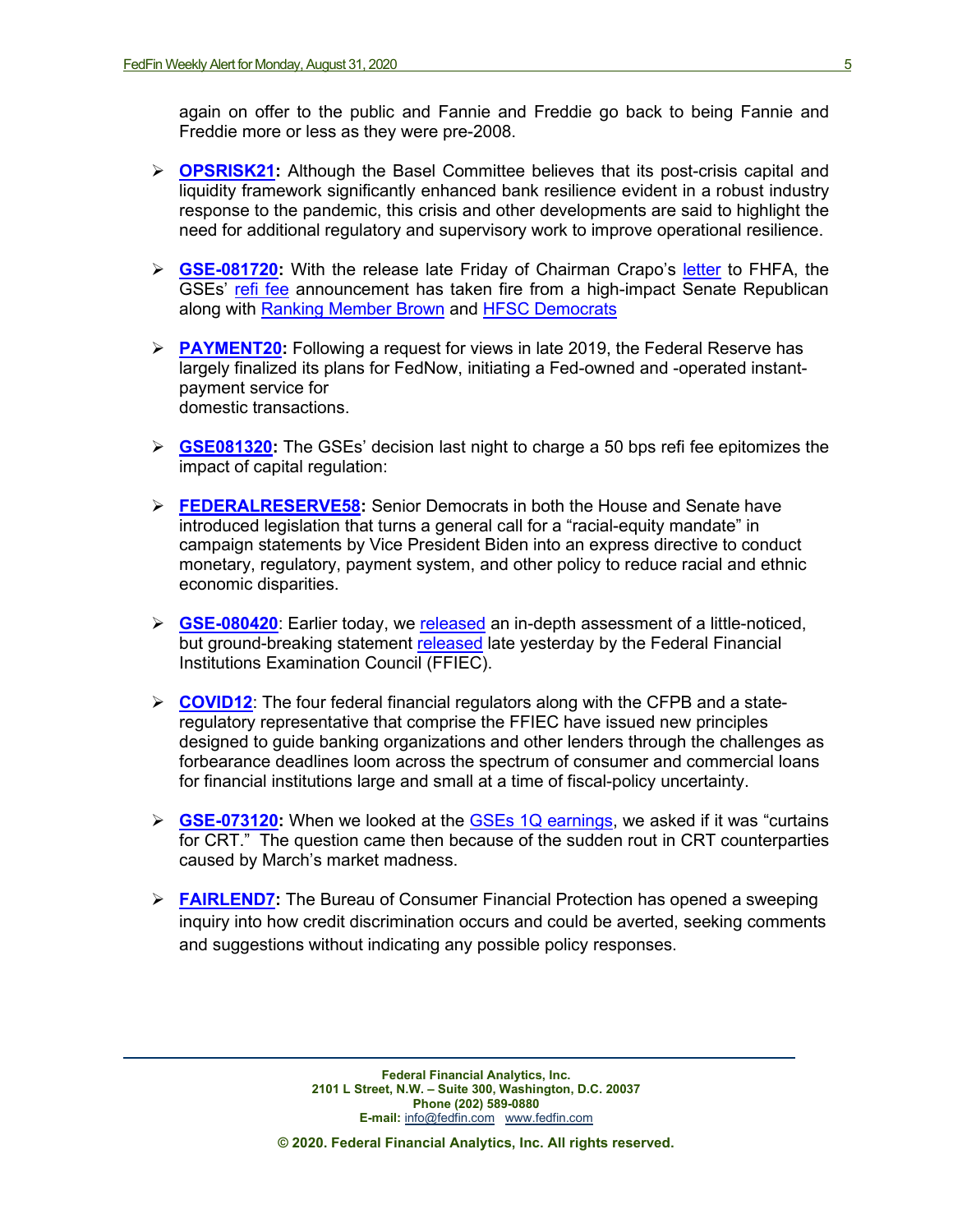again on offer to the public and Fannie and Freddie go back to being Fannie and Freddie more or less as they were pre-2008.

- **OPSRISK21:** Although the Basel Committee believes that its post-crisis capital and liquidity framework significantly enhanced bank resilience evident in a robust industry response to the pandemic, this crisis and other developments are said to highlight the need for additional regulatory and supervisory work to improve operational resilience.

- **GSE-081720:** With the release late Friday of Chairman Crapo's letter to FHFA, the GSEs' refi fee announcement has taken fire from a high-impact Senate Republican along with Ranking Member Brown and HFSC Democrats

- **PAYMENT20:** Following a request for views in late 2019, the Federal Reserve has largely finalized its plans for FedNow, initiating a Fed-owned and -operated instant-payment service for domestic transactions.

- **GSE081320:** The GSEs' decision last night to charge a 50 bps refi fee epitomizes the impact of capital regulation:

- **FEDERALRESERVE58:** Senior Democrats in both the House and Senate have introduced legislation that turns a general call for a "racial-equity mandate" in campaign statements by Vice President Biden into an express directive to conduct monetary, regulatory, payment system, and other policy to reduce racial and ethnic economic disparities.

- **GSE-080420**: Earlier today, we released an in-depth assessment of a little-noticed, but ground-breaking statement released late yesterday by the Federal Financial Institutions Examination Council (FFIEC).

- **COVID12**: The four federal financial regulators along with the CFPB and a state-regulatory representative that comprise the FFIEC have issued new principles designed to guide banking organizations and other lenders through the challenges as forbearance deadlines loom across the spectrum of consumer and commercial loans for financial institutions large and small at a time of fiscal-policy uncertainty.

- **GSE-073120:** When we looked at the GSEs 1Q earnings, we asked if it was "curtains for CRT." The question came then because of the sudden rout in CRT counterparties caused by March's market madness.

- **FAIRLEND7:** The Bureau of Consumer Financial Protection has opened a sweeping inquiry into how credit discrimination occurs and could be averted, seeking comments and suggestions without indicating any possible policy responses.

**Federal Financial Analytics, Inc.**
**2101 L Street, N.W. – Suite 300, Washington, D.C. 20037**
**Phone (202) 589-0880**
**E-mail:** info@fedfin.com www.fedfin.com

**© 2020. Federal Financial Analytics, Inc. All rights reserved.**